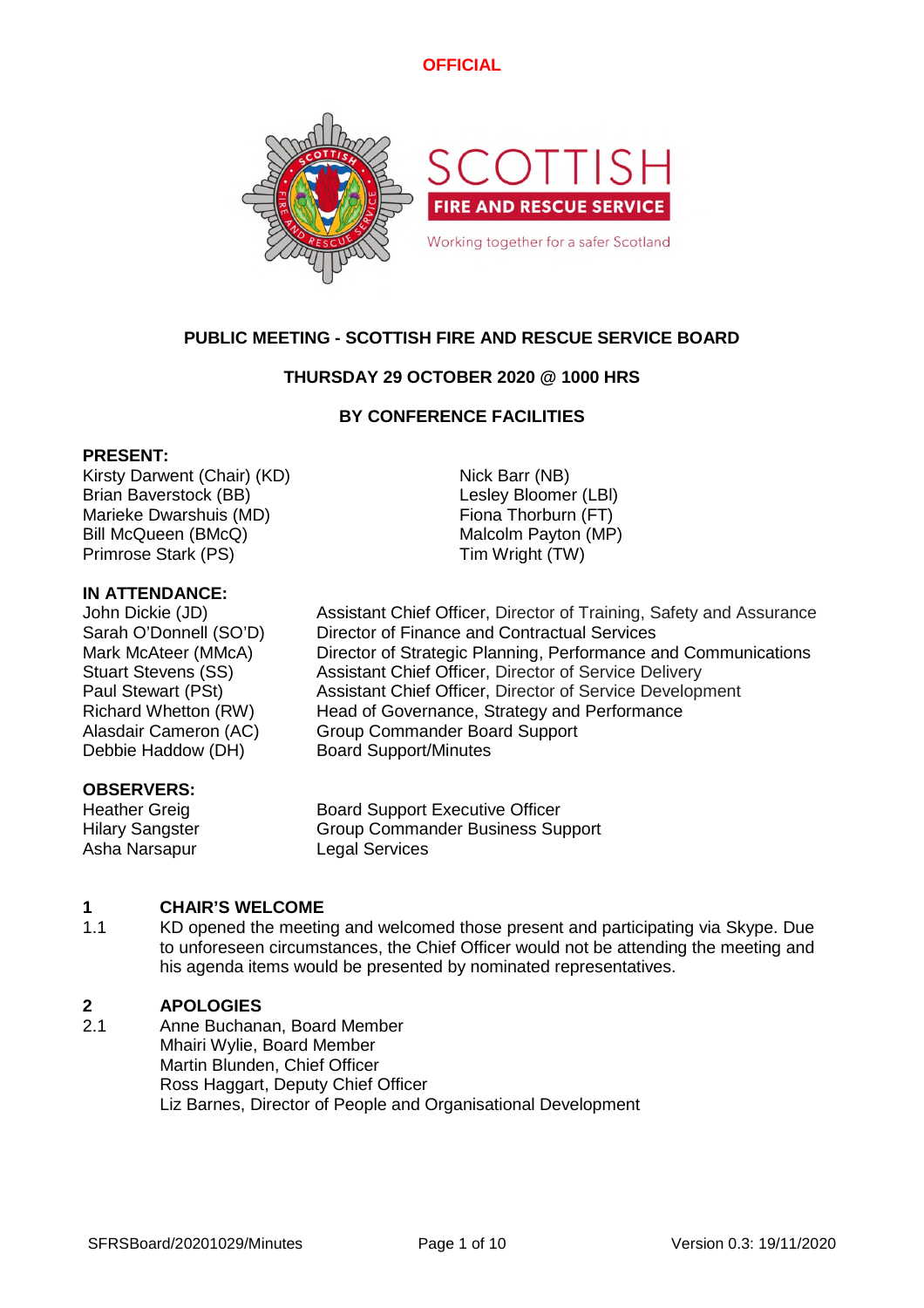**OFFICIAL**

SCOTTISH FIRE AND RESCUE SERVICE

Working together for a safer Scotland

# PUBLIC MEETING - SCOTTISH FIRE AND RESCUE SERVICE BOARD

**THURSDAY 29 OCTOBER 2020 @ 1000 HRS**

**BY CONFERENCE FACILITIES**

**PRESENT:**

| | |
|---|---|
| Kirsty Darwent (Chair) (KD) | Nick Barr (NB) |
| Brian Baverstock (BB) | Lesley Bloomer (LBl) |
| Marieke Dwarshuis (MD) | Fiona Thorburn (FT) |
| Bill McQueen (BMcQ) | Malcolm Payton (MP) |
| Primrose Stark (PS) | Tim Wright (TW) |

**IN ATTENDANCE:**

| | |
|---|---|
| John Dickie (JD) | Assistant Chief Officer, Director of Training, Safety and Assurance |
| Sarah O'Donnell (SO'D) | Director of Finance and Contractual Services |
| Mark McAteer (MMcA) | Director of Strategic Planning, Performance and Communications |
| Stuart Stevens (SS) | Assistant Chief Officer, Director of Service Delivery |
| Paul Stewart (PSt) | Assistant Chief Officer, Director of Service Development |
| Richard Whetton (RW) | Head of Governance, Strategy and Performance |
| Alasdair Cameron (AC) | Group Commander Board Support |
| Debbie Haddow (DH) | Board Support/Minutes |

**OBSERVERS:**

| | |
|---|---|
| Heather Greig | Board Support Executive Officer |
| Hilary Sangster | Group Commander Business Support |
| Asha Narsapur | Legal Services |

## 1 CHAIR'S WELCOME

1.1 KD opened the meeting and welcomed those present and participating via Skype. Due to unforeseen circumstances, the Chief Officer would not be attending the meeting and his agenda items would be presented by nominated representatives.

## 2 APOLOGIES

2.1 Anne Buchanan, Board Member
Mhairi Wylie, Board Member
Martin Blunden, Chief Officer
Ross Haggart, Deputy Chief Officer
Liz Barnes, Director of People and Organisational Development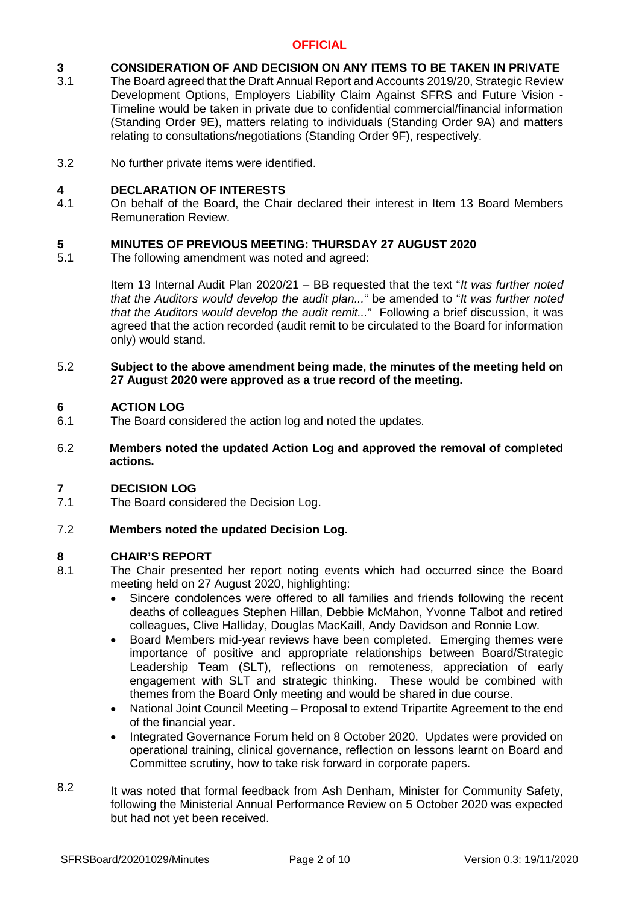**OFFICIAL**

## 3 CONSIDERATION OF AND DECISION ON ANY ITEMS TO BE TAKEN IN PRIVATE

3.1 The Board agreed that the Draft Annual Report and Accounts 2019/20, Strategic Review Development Options, Employers Liability Claim Against SFRS and Future Vision - Timeline would be taken in private due to confidential commercial/financial information (Standing Order 9E), matters relating to individuals (Standing Order 9A) and matters relating to consultations/negotiations (Standing Order 9F), respectively.

3.2 No further private items were identified.

## 4 DECLARATION OF INTERESTS

4.1 On behalf of the Board, the Chair declared their interest in Item 13 Board Members Remuneration Review.

## 5 MINUTES OF PREVIOUS MEETING: THURSDAY 27 AUGUST 2020

5.1 The following amendment was noted and agreed:

Item 13 Internal Audit Plan 2020/21 – BB requested that the text "*It was further noted that the Auditors would develop the audit plan...*" be amended to "*It was further noted that the Auditors would develop the audit remit...*" Following a brief discussion, it was agreed that the action recorded (audit remit to be circulated to the Board for information only) would stand.

5.2 **Subject to the above amendment being made, the minutes of the meeting held on 27 August 2020 were approved as a true record of the meeting.**

## 6 ACTION LOG

6.1 The Board considered the action log and noted the updates.

6.2 **Members noted the updated Action Log and approved the removal of completed actions.**

## 7 DECISION LOG

7.1 The Board considered the Decision Log.

7.2 **Members noted the updated Decision Log.**

## 8 CHAIR'S REPORT

8.1 The Chair presented her report noting events which had occurred since the Board meeting held on 27 August 2020, highlighting:

- Sincere condolences were offered to all families and friends following the recent deaths of colleagues Stephen Hillan, Debbie McMahon, Yvonne Talbot and retired colleagues, Clive Halliday, Douglas MacKaill, Andy Davidson and Ronnie Low.
- Board Members mid-year reviews have been completed. Emerging themes were importance of positive and appropriate relationships between Board/Strategic Leadership Team (SLT), reflections on remoteness, appreciation of early engagement with SLT and strategic thinking. These would be combined with themes from the Board Only meeting and would be shared in due course.
- National Joint Council Meeting – Proposal to extend Tripartite Agreement to the end of the financial year.
- Integrated Governance Forum held on 8 October 2020. Updates were provided on operational training, clinical governance, reflection on lessons learnt on Board and Committee scrutiny, how to take risk forward in corporate papers.

8.2 It was noted that formal feedback from Ash Denham, Minister for Community Safety, following the Ministerial Annual Performance Review on 5 October 2020 was expected but had not yet been received.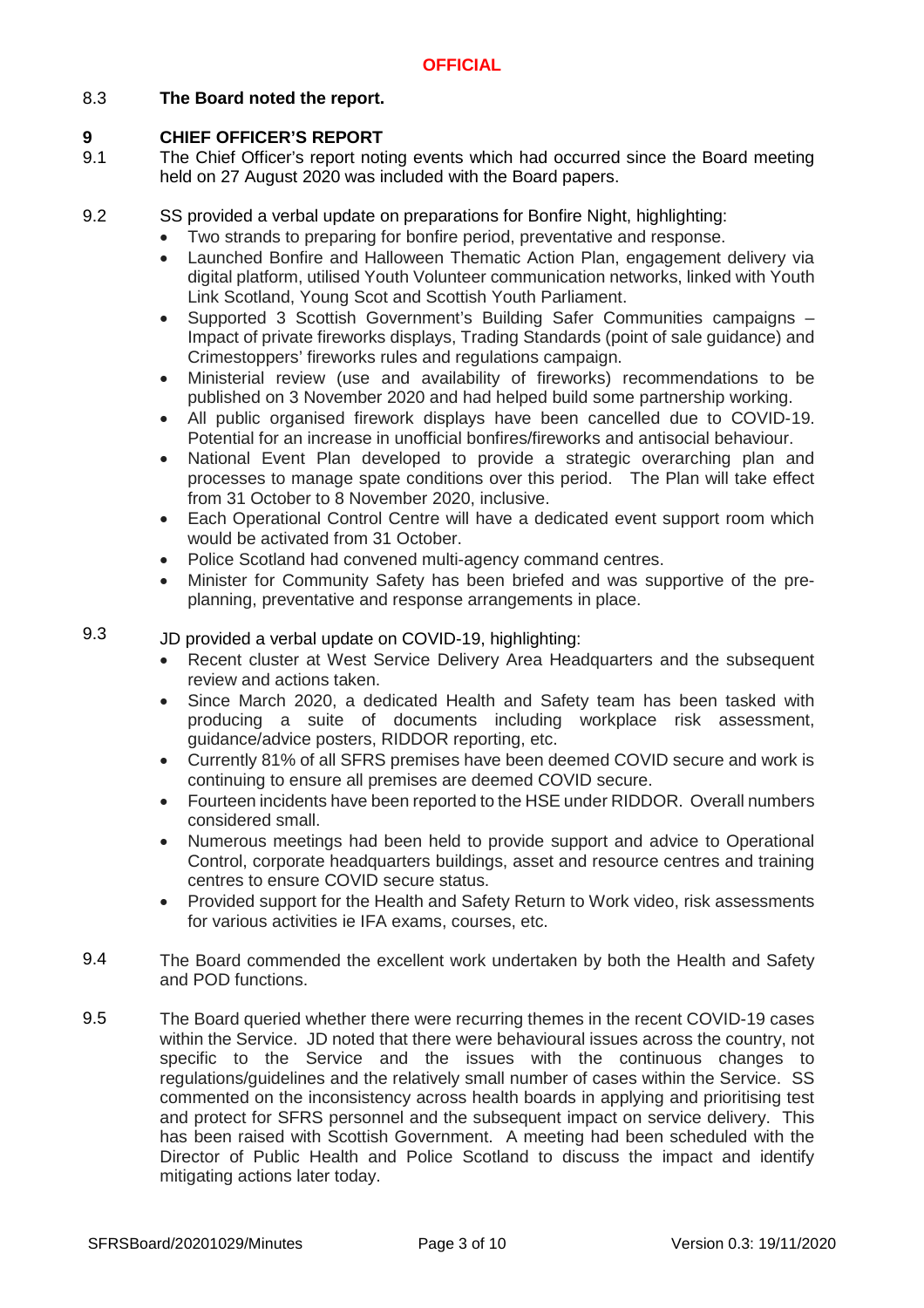8.3 **The Board noted the report.**

## 9 CHIEF OFFICER'S REPORT

9.1 The Chief Officer's report noting events which had occurred since the Board meeting held on 27 August 2020 was included with the Board papers.

9.2 SS provided a verbal update on preparations for Bonfire Night, highlighting:

- Two strands to preparing for bonfire period, preventative and response.
- Launched Bonfire and Halloween Thematic Action Plan, engagement delivery via digital platform, utilised Youth Volunteer communication networks, linked with Youth Link Scotland, Young Scot and Scottish Youth Parliament.
- Supported 3 Scottish Government's Building Safer Communities campaigns – Impact of private fireworks displays, Trading Standards (point of sale guidance) and Crimestoppers' fireworks rules and regulations campaign.
- Ministerial review (use and availability of fireworks) recommendations to be published on 3 November 2020 and had helped build some partnership working.
- All public organised firework displays have been cancelled due to COVID-19. Potential for an increase in unofficial bonfires/fireworks and antisocial behaviour.
- National Event Plan developed to provide a strategic overarching plan and processes to manage spate conditions over this period. The Plan will take effect from 31 October to 8 November 2020, inclusive.
- Each Operational Control Centre will have a dedicated event support room which would be activated from 31 October.
- Police Scotland had convened multi-agency command centres.
- Minister for Community Safety has been briefed and was supportive of the pre-planning, preventative and response arrangements in place.

9.3 JD provided a verbal update on COVID-19, highlighting:

- Recent cluster at West Service Delivery Area Headquarters and the subsequent review and actions taken.
- Since March 2020, a dedicated Health and Safety team has been tasked with producing a suite of documents including workplace risk assessment, guidance/advice posters, RIDDOR reporting, etc.
- Currently 81% of all SFRS premises have been deemed COVID secure and work is continuing to ensure all premises are deemed COVID secure.
- Fourteen incidents have been reported to the HSE under RIDDOR. Overall numbers considered small.
- Numerous meetings had been held to provide support and advice to Operational Control, corporate headquarters buildings, asset and resource centres and training centres to ensure COVID secure status.
- Provided support for the Health and Safety Return to Work video, risk assessments for various activities ie IFA exams, courses, etc.

9.4 The Board commended the excellent work undertaken by both the Health and Safety and POD functions.

9.5 The Board queried whether there were recurring themes in the recent COVID-19 cases within the Service. JD noted that there were behavioural issues across the country, not specific to the Service and the issues with the continuous changes to regulations/guidelines and the relatively small number of cases within the Service. SS commented on the inconsistency across health boards in applying and prioritising test and protect for SFRS personnel and the subsequent impact on service delivery. This has been raised with Scottish Government. A meeting had been scheduled with the Director of Public Health and Police Scotland to discuss the impact and identify mitigating actions later today.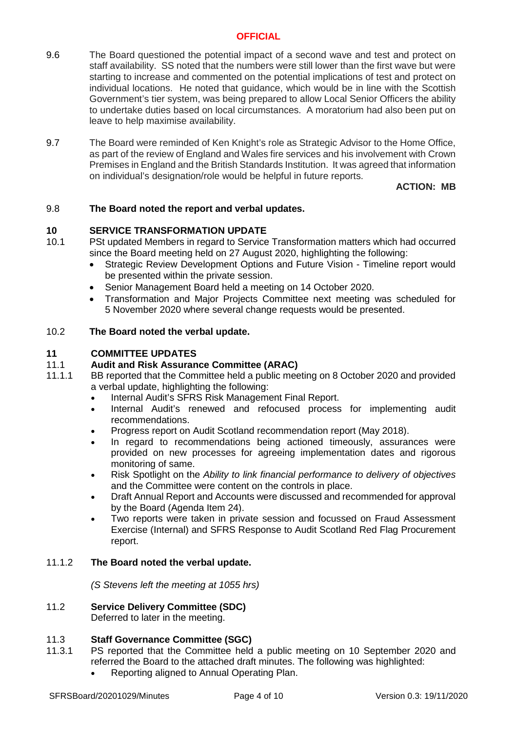9.6 The Board questioned the potential impact of a second wave and test and protect on staff availability. SS noted that the numbers were still lower than the first wave but were starting to increase and commented on the potential implications of test and protect on individual locations. He noted that guidance, which would be in line with the Scottish Government's tier system, was being prepared to allow Local Senior Officers the ability to undertake duties based on local circumstances. A moratorium had also been put on leave to help maximise availability.

9.7 The Board were reminded of Ken Knight's role as Strategic Advisor to the Home Office, as part of the review of England and Wales fire services and his involvement with Crown Premises in England and the British Standards Institution. It was agreed that information on individual's designation/role would be helpful in future reports.

**ACTION: MB**

9.8 **The Board noted the report and verbal updates.**

## 10 SERVICE TRANSFORMATION UPDATE

10.1 PSt updated Members in regard to Service Transformation matters which had occurred since the Board meeting held on 27 August 2020, highlighting the following:

- Strategic Review Development Options and Future Vision - Timeline report would be presented within the private session.
- Senior Management Board held a meeting on 14 October 2020.
- Transformation and Major Projects Committee next meeting was scheduled for 5 November 2020 where several change requests would be presented.

10.2 **The Board noted the verbal update.**

## 11 COMMITTEE UPDATES

### 11.1 Audit and Risk Assurance Committee (ARAC)

11.1.1 BB reported that the Committee held a public meeting on 8 October 2020 and provided a verbal update, highlighting the following:

- Internal Audit's SFRS Risk Management Final Report.
- Internal Audit's renewed and refocused process for implementing audit recommendations.
- Progress report on Audit Scotland recommendation report (May 2018).
- In regard to recommendations being actioned timeously, assurances were provided on new processes for agreeing implementation dates and rigorous monitoring of same.
- Risk Spotlight on the *Ability to link financial performance to delivery of objectives* and the Committee were content on the controls in place.
- Draft Annual Report and Accounts were discussed and recommended for approval by the Board (Agenda Item 24).
- Two reports were taken in private session and focussed on Fraud Assessment Exercise (Internal) and SFRS Response to Audit Scotland Red Flag Procurement report.

11.1.2 **The Board noted the verbal update.**

*(S Stevens left the meeting at 1055 hrs)*

### 11.2 Service Delivery Committee (SDC)

Deferred to later in the meeting.

### 11.3 Staff Governance Committee (SGC)

11.3.1 PS reported that the Committee held a public meeting on 10 September 2020 and referred the Board to the attached draft minutes. The following was highlighted:

- Reporting aligned to Annual Operating Plan.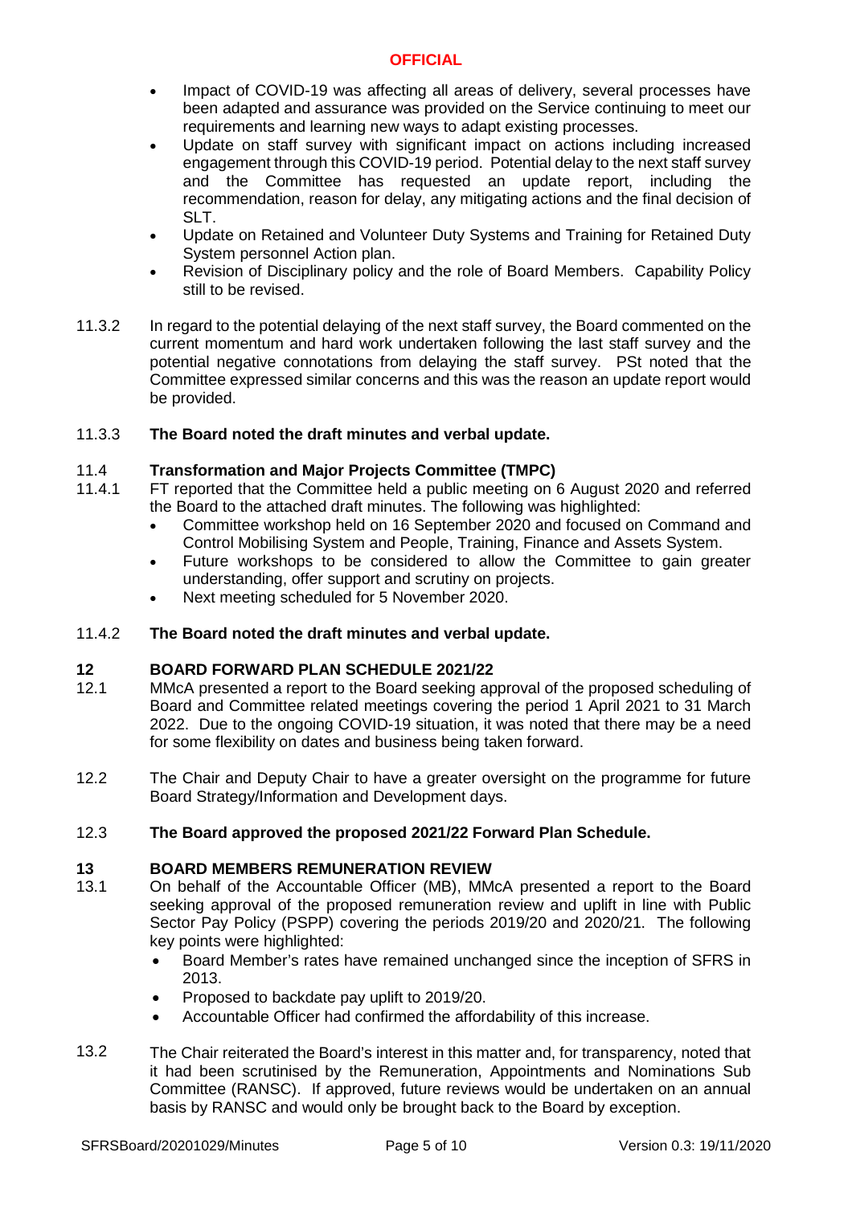- Impact of COVID-19 was affecting all areas of delivery, several processes have been adapted and assurance was provided on the Service continuing to meet our requirements and learning new ways to adapt existing processes.
- Update on staff survey with significant impact on actions including increased engagement through this COVID-19 period. Potential delay to the next staff survey and the Committee has requested an update report, including the recommendation, reason for delay, any mitigating actions and the final decision of SLT.
- Update on Retained and Volunteer Duty Systems and Training for Retained Duty System personnel Action plan.
- Revision of Disciplinary policy and the role of Board Members. Capability Policy still to be revised.

11.3.2 In regard to the potential delaying of the next staff survey, the Board commented on the current momentum and hard work undertaken following the last staff survey and the potential negative connotations from delaying the staff survey. PSt noted that the Committee expressed similar concerns and this was the reason an update report would be provided.

11.3.3 **The Board noted the draft minutes and verbal update.**

11.4 **Transformation and Major Projects Committee (TMPC)**

11.4.1 FT reported that the Committee held a public meeting on 6 August 2020 and referred the Board to the attached draft minutes. The following was highlighted:

- Committee workshop held on 16 September 2020 and focused on Command and Control Mobilising System and People, Training, Finance and Assets System.
- Future workshops to be considered to allow the Committee to gain greater understanding, offer support and scrutiny on projects.
- Next meeting scheduled for 5 November 2020.

11.4.2 **The Board noted the draft minutes and verbal update.**

## 12 BOARD FORWARD PLAN SCHEDULE 2021/22

12.1 MMcA presented a report to the Board seeking approval of the proposed scheduling of Board and Committee related meetings covering the period 1 April 2021 to 31 March 2022. Due to the ongoing COVID-19 situation, it was noted that there may be a need for some flexibility on dates and business being taken forward.

12.2 The Chair and Deputy Chair to have a greater oversight on the programme for future Board Strategy/Information and Development days.

12.3 **The Board approved the proposed 2021/22 Forward Plan Schedule.**

## 13 BOARD MEMBERS REMUNERATION REVIEW

13.1 On behalf of the Accountable Officer (MB), MMcA presented a report to the Board seeking approval of the proposed remuneration review and uplift in line with Public Sector Pay Policy (PSPP) covering the periods 2019/20 and 2020/21. The following key points were highlighted:

- Board Member's rates have remained unchanged since the inception of SFRS in 2013.
- Proposed to backdate pay uplift to 2019/20.
- Accountable Officer had confirmed the affordability of this increase.

13.2 The Chair reiterated the Board's interest in this matter and, for transparency, noted that it had been scrutinised by the Remuneration, Appointments and Nominations Sub Committee (RANSC). If approved, future reviews would be undertaken on an annual basis by RANSC and would only be brought back to the Board by exception.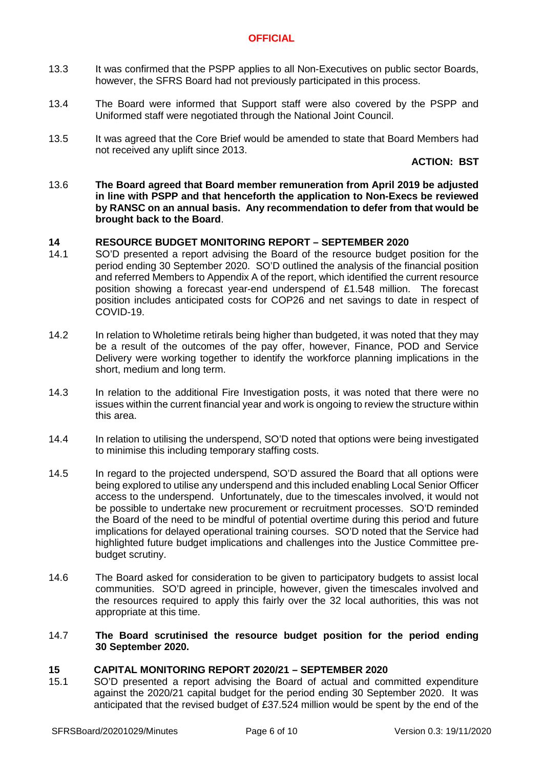13.3 It was confirmed that the PSPP applies to all Non-Executives on public sector Boards, however, the SFRS Board had not previously participated in this process.

13.4 The Board were informed that Support staff were also covered by the PSPP and Uniformed staff were negotiated through the National Joint Council.

13.5 It was agreed that the Core Brief would be amended to state that Board Members had not received any uplift since 2013.

**ACTION: BST**

13.6 **The Board agreed that Board member remuneration from April 2019 be adjusted in line with PSPP and that henceforth the application to Non-Execs be reviewed by RANSC on an annual basis. Any recommendation to defer from that would be brought back to the Board**.

## 14 RESOURCE BUDGET MONITORING REPORT – SEPTEMBER 2020

14.1 SO'D presented a report advising the Board of the resource budget position for the period ending 30 September 2020. SO'D outlined the analysis of the financial position and referred Members to Appendix A of the report, which identified the current resource position showing a forecast year-end underspend of £1.548 million. The forecast position includes anticipated costs for COP26 and net savings to date in respect of COVID-19.

14.2 In relation to Wholetime retirals being higher than budgeted, it was noted that they may be a result of the outcomes of the pay offer, however, Finance, POD and Service Delivery were working together to identify the workforce planning implications in the short, medium and long term.

14.3 In relation to the additional Fire Investigation posts, it was noted that there were no issues within the current financial year and work is ongoing to review the structure within this area.

14.4 In relation to utilising the underspend, SO'D noted that options were being investigated to minimise this including temporary staffing costs.

14.5 In regard to the projected underspend, SO'D assured the Board that all options were being explored to utilise any underspend and this included enabling Local Senior Officer access to the underspend. Unfortunately, due to the timescales involved, it would not be possible to undertake new procurement or recruitment processes. SO'D reminded the Board of the need to be mindful of potential overtime during this period and future implications for delayed operational training courses. SO'D noted that the Service had highlighted future budget implications and challenges into the Justice Committee pre-budget scrutiny.

14.6 The Board asked for consideration to be given to participatory budgets to assist local communities. SO'D agreed in principle, however, given the timescales involved and the resources required to apply this fairly over the 32 local authorities, this was not appropriate at this time.

14.7 **The Board scrutinised the resource budget position for the period ending 30 September 2020.**

## 15 CAPITAL MONITORING REPORT 2020/21 – SEPTEMBER 2020

15.1 SO'D presented a report advising the Board of actual and committed expenditure against the 2020/21 capital budget for the period ending 30 September 2020. It was anticipated that the revised budget of £37.524 million would be spent by the end of the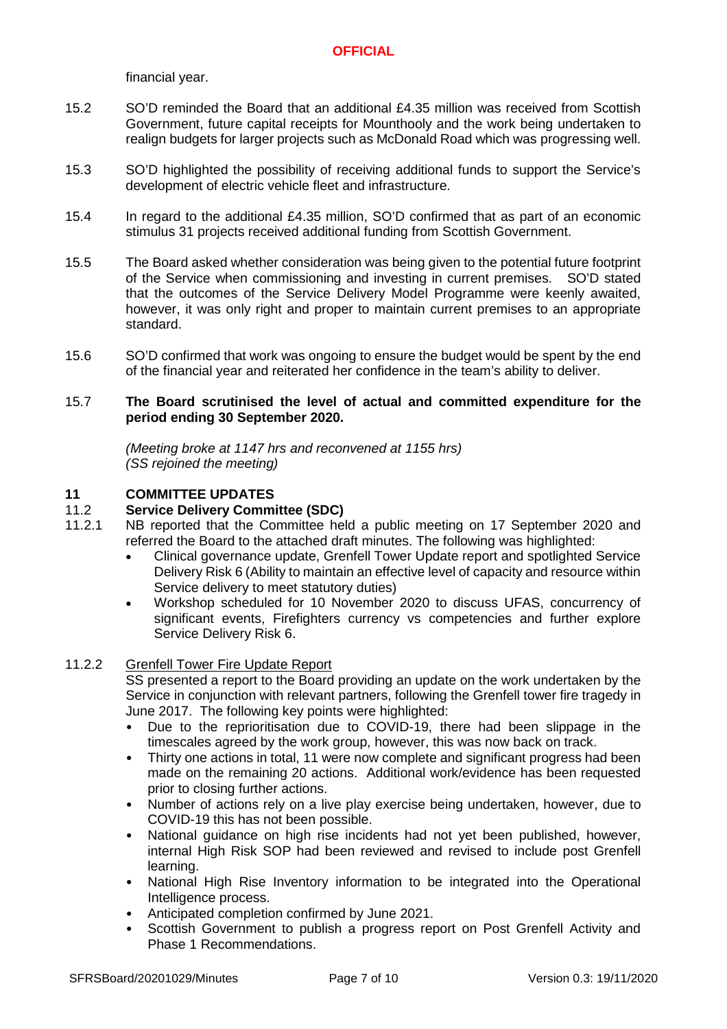financial year.

15.2 SO'D reminded the Board that an additional £4.35 million was received from Scottish Government, future capital receipts for Mounthooly and the work being undertaken to realign budgets for larger projects such as McDonald Road which was progressing well.

15.3 SO'D highlighted the possibility of receiving additional funds to support the Service's development of electric vehicle fleet and infrastructure.

15.4 In regard to the additional £4.35 million, SO'D confirmed that as part of an economic stimulus 31 projects received additional funding from Scottish Government.

15.5 The Board asked whether consideration was being given to the potential future footprint of the Service when commissioning and investing in current premises. SO'D stated that the outcomes of the Service Delivery Model Programme were keenly awaited, however, it was only right and proper to maintain current premises to an appropriate standard.

15.6 SO'D confirmed that work was ongoing to ensure the budget would be spent by the end of the financial year and reiterated her confidence in the team's ability to deliver.

15.7 **The Board scrutinised the level of actual and committed expenditure for the period ending 30 September 2020.**

*(Meeting broke at 1147 hrs and reconvened at 1155 hrs)*
*(SS rejoined the meeting)*

## 11 COMMITTEE UPDATES

### 11.2 Service Delivery Committee (SDC)

11.2.1 NB reported that the Committee held a public meeting on 17 September 2020 and referred the Board to the attached draft minutes. The following was highlighted:

- Clinical governance update, Grenfell Tower Update report and spotlighted Service Delivery Risk 6 (Ability to maintain an effective level of capacity and resource within Service delivery to meet statutory duties)
- Workshop scheduled for 10 November 2020 to discuss UFAS, concurrency of significant events, Firefighters currency vs competencies and further explore Service Delivery Risk 6.

11.2.2 <u>Grenfell Tower Fire Update Report</u>

SS presented a report to the Board providing an update on the work undertaken by the Service in conjunction with relevant partners, following the Grenfell tower fire tragedy in June 2017. The following key points were highlighted:

- Due to the reprioritisation due to COVID-19, there had been slippage in the timescales agreed by the work group, however, this was now back on track.
- Thirty one actions in total, 11 were now complete and significant progress had been made on the remaining 20 actions. Additional work/evidence has been requested prior to closing further actions.
- Number of actions rely on a live play exercise being undertaken, however, due to COVID-19 this has not been possible.
- National guidance on high rise incidents had not yet been published, however, internal High Risk SOP had been reviewed and revised to include post Grenfell learning.
- National High Rise Inventory information to be integrated into the Operational Intelligence process.
- Anticipated completion confirmed by June 2021.
- Scottish Government to publish a progress report on Post Grenfell Activity and Phase 1 Recommendations.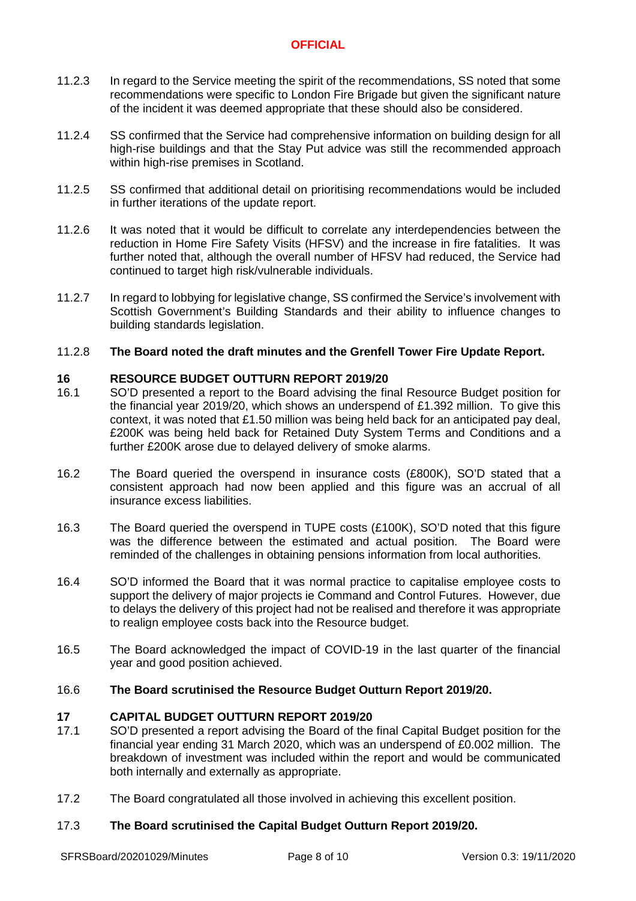11.2.3 In regard to the Service meeting the spirit of the recommendations, SS noted that some recommendations were specific to London Fire Brigade but given the significant nature of the incident it was deemed appropriate that these should also be considered.

11.2.4 SS confirmed that the Service had comprehensive information on building design for all high-rise buildings and that the Stay Put advice was still the recommended approach within high-rise premises in Scotland.

11.2.5 SS confirmed that additional detail on prioritising recommendations would be included in further iterations of the update report.

11.2.6 It was noted that it would be difficult to correlate any interdependencies between the reduction in Home Fire Safety Visits (HFSV) and the increase in fire fatalities. It was further noted that, although the overall number of HFSV had reduced, the Service had continued to target high risk/vulnerable individuals.

11.2.7 In regard to lobbying for legislative change, SS confirmed the Service's involvement with Scottish Government's Building Standards and their ability to influence changes to building standards legislation.

11.2.8 **The Board noted the draft minutes and the Grenfell Tower Fire Update Report.**

## 16 RESOURCE BUDGET OUTTURN REPORT 2019/20

16.1 SO'D presented a report to the Board advising the final Resource Budget position for the financial year 2019/20, which shows an underspend of £1.392 million. To give this context, it was noted that £1.50 million was being held back for an anticipated pay deal, £200K was being held back for Retained Duty System Terms and Conditions and a further £200K arose due to delayed delivery of smoke alarms.

16.2 The Board queried the overspend in insurance costs (£800K), SO'D stated that a consistent approach had now been applied and this figure was an accrual of all insurance excess liabilities.

16.3 The Board queried the overspend in TUPE costs (£100K), SO'D noted that this figure was the difference between the estimated and actual position. The Board were reminded of the challenges in obtaining pensions information from local authorities.

16.4 SO'D informed the Board that it was normal practice to capitalise employee costs to support the delivery of major projects ie Command and Control Futures. However, due to delays the delivery of this project had not be realised and therefore it was appropriate to realign employee costs back into the Resource budget.

16.5 The Board acknowledged the impact of COVID-19 in the last quarter of the financial year and good position achieved.

16.6 **The Board scrutinised the Resource Budget Outturn Report 2019/20.**

## 17 CAPITAL BUDGET OUTTURN REPORT 2019/20

17.1 SO'D presented a report advising the Board of the final Capital Budget position for the financial year ending 31 March 2020, which was an underspend of £0.002 million. The breakdown of investment was included within the report and would be communicated both internally and externally as appropriate.

17.2 The Board congratulated all those involved in achieving this excellent position.

17.3 **The Board scrutinised the Capital Budget Outturn Report 2019/20.**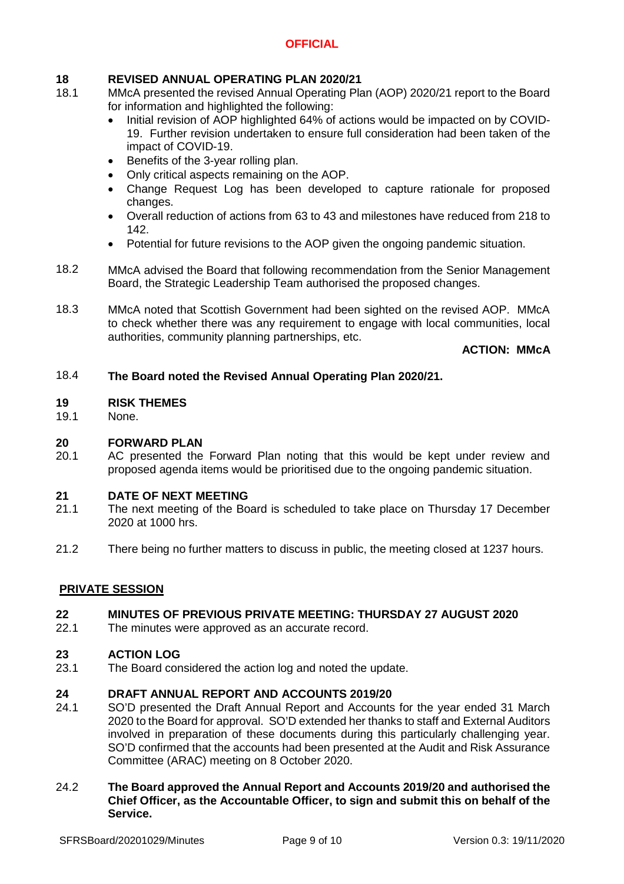## 18 REVISED ANNUAL OPERATING PLAN 2020/21

18.1 MMcA presented the revised Annual Operating Plan (AOP) 2020/21 report to the Board for information and highlighted the following:

- Initial revision of AOP highlighted 64% of actions would be impacted on by COVID-19. Further revision undertaken to ensure full consideration had been taken of the impact of COVID-19.
- Benefits of the 3-year rolling plan.
- Only critical aspects remaining on the AOP.
- Change Request Log has been developed to capture rationale for proposed changes.
- Overall reduction of actions from 63 to 43 and milestones have reduced from 218 to 142.
- Potential for future revisions to the AOP given the ongoing pandemic situation.

18.2 MMcA advised the Board that following recommendation from the Senior Management Board, the Strategic Leadership Team authorised the proposed changes.

18.3 MMcA noted that Scottish Government had been sighted on the revised AOP. MMcA to check whether there was any requirement to engage with local communities, local authorities, community planning partnerships, etc.

**ACTION: MMcA**

18.4 **The Board noted the Revised Annual Operating Plan 2020/21.**

## 19 RISK THEMES

19.1 None.

## 20 FORWARD PLAN

20.1 AC presented the Forward Plan noting that this would be kept under review and proposed agenda items would be prioritised due to the ongoing pandemic situation.

## 21 DATE OF NEXT MEETING

21.1 The next meeting of the Board is scheduled to take place on Thursday 17 December 2020 at 1000 hrs.

21.2 There being no further matters to discuss in public, the meeting closed at 1237 hours.

## PRIVATE SESSION

## 22 MINUTES OF PREVIOUS PRIVATE MEETING: THURSDAY 27 AUGUST 2020

22.1 The minutes were approved as an accurate record.

## 23 ACTION LOG

23.1 The Board considered the action log and noted the update.

## 24 DRAFT ANNUAL REPORT AND ACCOUNTS 2019/20

24.1 SO'D presented the Draft Annual Report and Accounts for the year ended 31 March 2020 to the Board for approval. SO'D extended her thanks to staff and External Auditors involved in preparation of these documents during this particularly challenging year. SO'D confirmed that the accounts had been presented at the Audit and Risk Assurance Committee (ARAC) meeting on 8 October 2020.

24.2 **The Board approved the Annual Report and Accounts 2019/20 and authorised the Chief Officer, as the Accountable Officer, to sign and submit this on behalf of the Service.**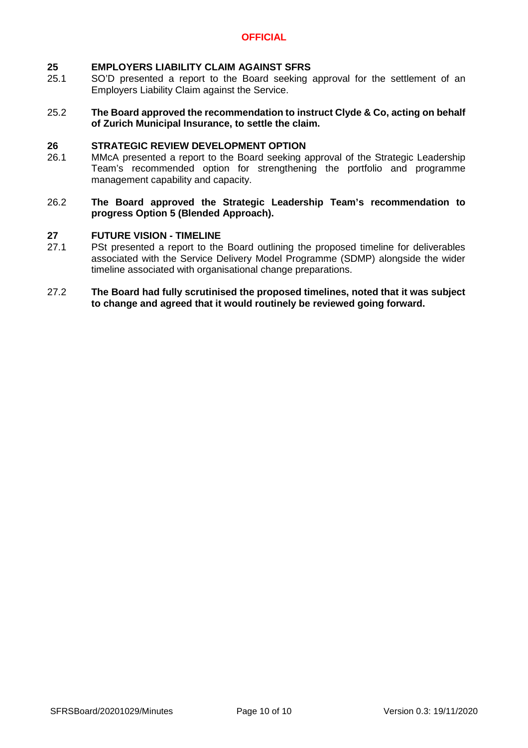## 25 EMPLOYERS LIABILITY CLAIM AGAINST SFRS

25.1 SO'D presented a report to the Board seeking approval for the settlement of an Employers Liability Claim against the Service.

25.2 **The Board approved the recommendation to instruct Clyde & Co, acting on behalf of Zurich Municipal Insurance, to settle the claim.**

## 26 STRATEGIC REVIEW DEVELOPMENT OPTION

26.1 MMcA presented a report to the Board seeking approval of the Strategic Leadership Team's recommended option for strengthening the portfolio and programme management capability and capacity.

26.2 **The Board approved the Strategic Leadership Team's recommendation to progress Option 5 (Blended Approach).**

## 27 FUTURE VISION - TIMELINE

27.1 PSt presented a report to the Board outlining the proposed timeline for deliverables associated with the Service Delivery Model Programme (SDMP) alongside the wider timeline associated with organisational change preparations.

27.2 **The Board had fully scrutinised the proposed timelines, noted that it was subject to change and agreed that it would routinely be reviewed going forward.**